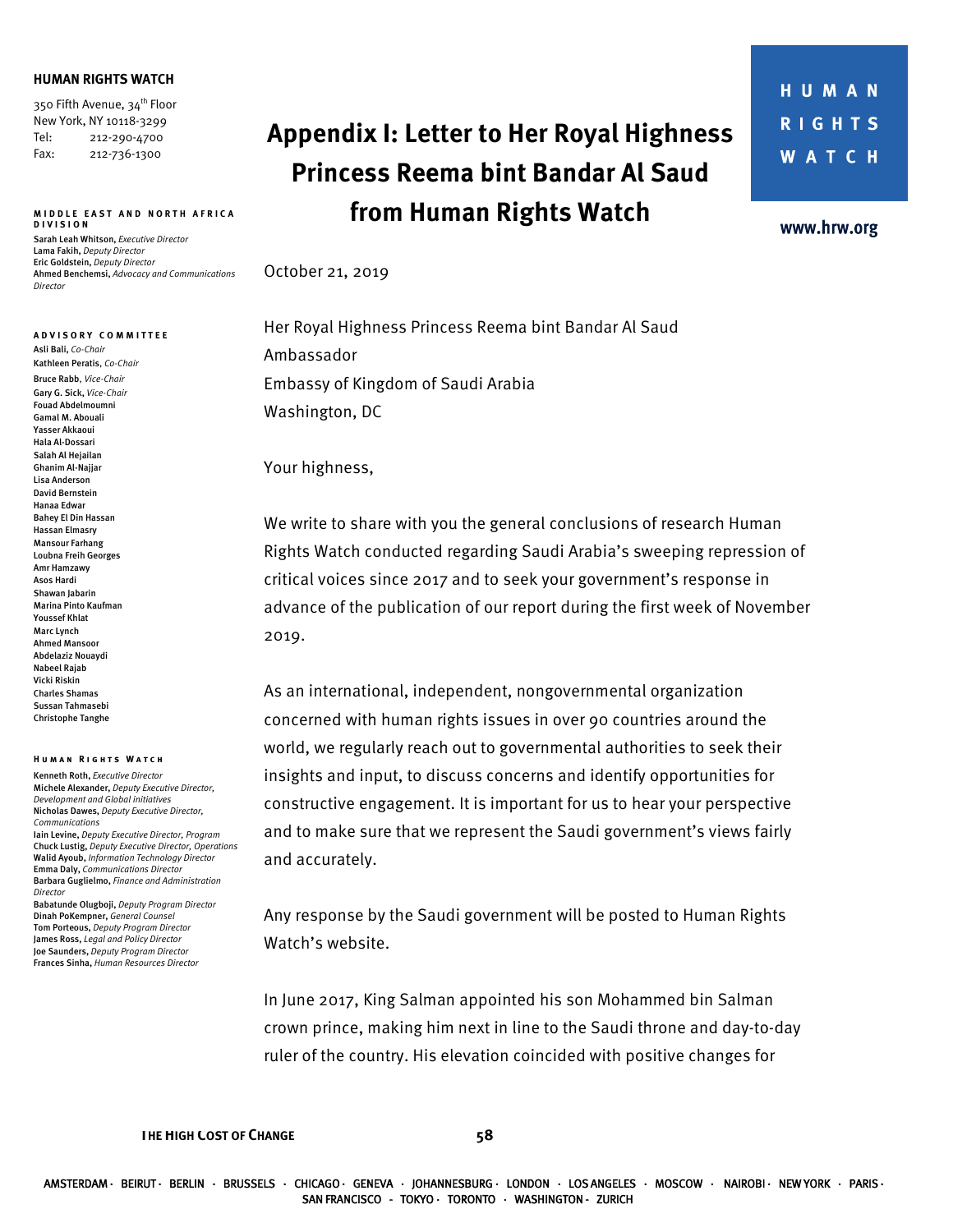# Appendix I: Letter to Her Royal Highness Princess Reema bint Bandar Al Saud from Human Rights Watch

**HUMAN RIGHTS WATCH**

350 Fifth Avenue, 34th Floor
New York, NY 10118-3299
Tel: 212-290-4700
Fax: 212-736-1300

**MIDDLE EAST AND NORTH AFRICA DIVISION**

**Sarah Leah Whitson**, *Executive Director*
**Lama Fakih**, *Deputy Director*
**Eric Goldstein**, *Deputy Director*
**Ahmed Benchemsi**, *Advocacy and Communications Director*

**ADVISORY COMMITTEE**

**Asli Bali**, *Co-Chair*
**Kathleen Peratis**, *Co-Chair*
**Bruce Rabb**, *Vice-Chair*
**Gary G. Sick**, *Vice-Chair*
Fouad Abdelmoumni
Gamal M. Abouali
Yasser Akkaoui
Hala Al-Dossari
Salah Al Hejailan
Ghanim Al-Najjar
Lisa Anderson
David Bernstein
Hanaa Edwar
Bahey El Din Hassan
Hassan Elmasry
Mansour Farhang
Loubna Freih Georges
Amr Hamzawy
Asos Hardi
Shawan Jabarin
Marina Pinto Kaufman
Youssef Khlat
Marc Lynch
Ahmed Mansoor
Abdelaziz Nouaydi
Nabeel Rajab
Vicki Riskin
Charles Shamas
Sussan Tahmasebi
Christophe Tanghe

**HUMAN RIGHTS WATCH**

**Kenneth Roth**, *Executive Director*
**Michele Alexander**, *Deputy Executive Director, Development and Global initiatives*
**Nicholas Dawes**, *Deputy Executive Director, Communications*
**Iain Levine**, *Deputy Executive Director, Program*
**Chuck Lustig**, *Deputy Executive Director, Operations*
**Walid Ayoub**, *Information Technology Director*
**Emma Daly**, *Communications Director*
**Barbara Guglielmo**, *Finance and Administration Director*
**Babatunde Olugboji**, *Deputy Program Director*
**Dinah PoKempner**, *General Counsel*
**Tom Porteous**, *Deputy Program Director*
**James Ross**, *Legal and Policy Director*
**Joe Saunders**, *Deputy Program Director*
**Frances Sinha**, *Human Resources Director*

**HUMAN RIGHTS WATCH**

www.hrw.org

October 21, 2019

Her Royal Highness Princess Reema bint Bandar Al Saud
Ambassador
Embassy of Kingdom of Saudi Arabia
Washington, DC

Your highness,

We write to share with you the general conclusions of research Human Rights Watch conducted regarding Saudi Arabia's sweeping repression of critical voices since 2017 and to seek your government's response in advance of the publication of our report during the first week of November 2019.

As an international, independent, nongovernmental organization concerned with human rights issues in over 90 countries around the world, we regularly reach out to governmental authorities to seek their insights and input, to discuss concerns and identify opportunities for constructive engagement. It is important for us to hear your perspective and to make sure that we represent the Saudi government's views fairly and accurately.

Any response by the Saudi government will be posted to Human Rights Watch's website.

In June 2017, King Salman appointed his son Mohammed bin Salman crown prince, making him next in line to the Saudi throne and day-to-day ruler of the country. His elevation coincided with positive changes for

AMSTERDAM · BEIRUT · BERLIN · BRUSSELS · CHICAGO · GENEVA · JOHANNESBURG · LONDON · LOS ANGELES · MOSCOW · NAIROBI · NEW YORK · PARIS · SAN FRANCISCO · TOKYO · TORONTO · WASHINGTON · ZURICH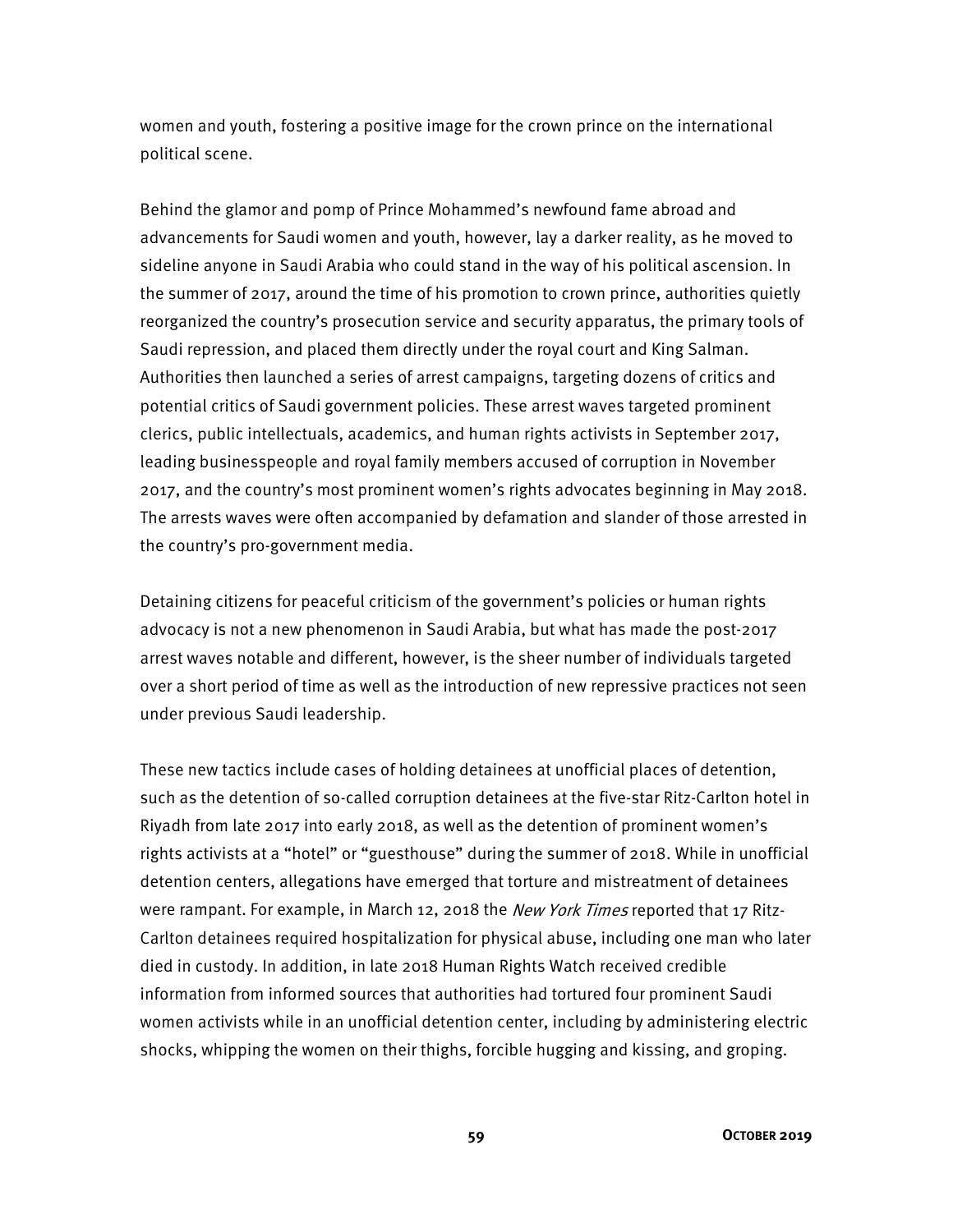women and youth, fostering a positive image for the crown prince on the international political scene.

Behind the glamor and pomp of Prince Mohammed's newfound fame abroad and advancements for Saudi women and youth, however, lay a darker reality, as he moved to sideline anyone in Saudi Arabia who could stand in the way of his political ascension. In the summer of 2017, around the time of his promotion to crown prince, authorities quietly reorganized the country's prosecution service and security apparatus, the primary tools of Saudi repression, and placed them directly under the royal court and King Salman. Authorities then launched a series of arrest campaigns, targeting dozens of critics and potential critics of Saudi government policies. These arrest waves targeted prominent clerics, public intellectuals, academics, and human rights activists in September 2017, leading businesspeople and royal family members accused of corruption in November 2017, and the country's most prominent women's rights advocates beginning in May 2018. The arrests waves were often accompanied by defamation and slander of those arrested in the country's pro-government media.

Detaining citizens for peaceful criticism of the government's policies or human rights advocacy is not a new phenomenon in Saudi Arabia, but what has made the post-2017 arrest waves notable and different, however, is the sheer number of individuals targeted over a short period of time as well as the introduction of new repressive practices not seen under previous Saudi leadership.

These new tactics include cases of holding detainees at unofficial places of detention, such as the detention of so-called corruption detainees at the five-star Ritz-Carlton hotel in Riyadh from late 2017 into early 2018, as well as the detention of prominent women's rights activists at a "hotel" or "guesthouse" during the summer of 2018. While in unofficial detention centers, allegations have emerged that torture and mistreatment of detainees were rampant. For example, in March 12, 2018 the *New York Times* reported that 17 Ritz-Carlton detainees required hospitalization for physical abuse, including one man who later died in custody. In addition, in late 2018 Human Rights Watch received credible information from informed sources that authorities had tortured four prominent Saudi women activists while in an unofficial detention center, including by administering electric shocks, whipping the women on their thighs, forcible hugging and kissing, and groping.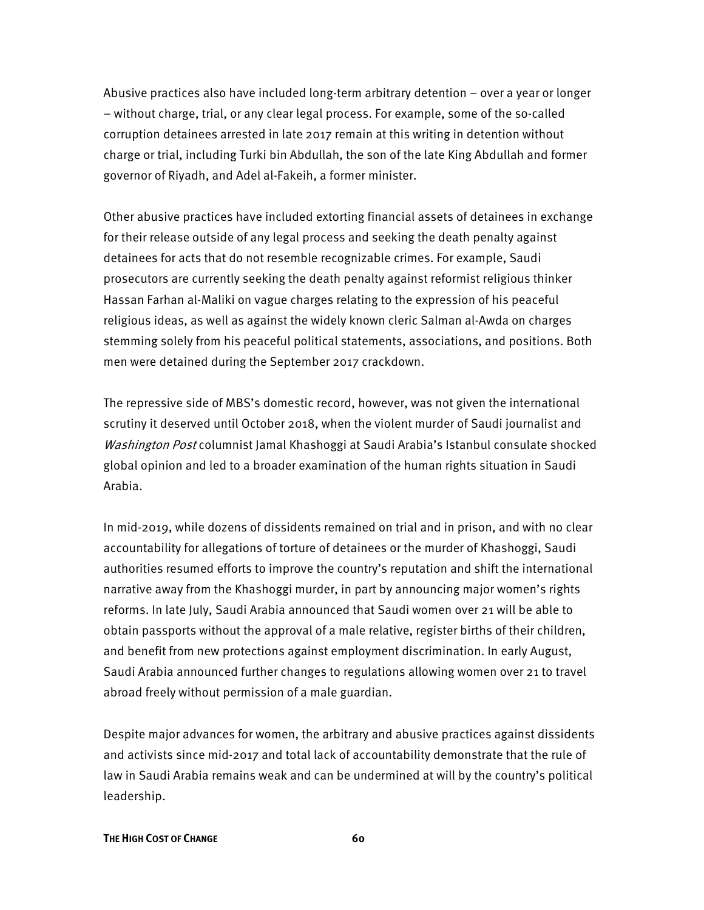Abusive practices also have included long-term arbitrary detention – over a year or longer – without charge, trial, or any clear legal process. For example, some of the so-called corruption detainees arrested in late 2017 remain at this writing in detention without charge or trial, including Turki bin Abdullah, the son of the late King Abdullah and former governor of Riyadh, and Adel al-Fakeih, a former minister.

Other abusive practices have included extorting financial assets of detainees in exchange for their release outside of any legal process and seeking the death penalty against detainees for acts that do not resemble recognizable crimes. For example, Saudi prosecutors are currently seeking the death penalty against reformist religious thinker Hassan Farhan al-Maliki on vague charges relating to the expression of his peaceful religious ideas, as well as against the widely known cleric Salman al-Awda on charges stemming solely from his peaceful political statements, associations, and positions. Both men were detained during the September 2017 crackdown.

The repressive side of MBS's domestic record, however, was not given the international scrutiny it deserved until October 2018, when the violent murder of Saudi journalist and *Washington Post* columnist Jamal Khashoggi at Saudi Arabia's Istanbul consulate shocked global opinion and led to a broader examination of the human rights situation in Saudi Arabia.

In mid-2019, while dozens of dissidents remained on trial and in prison, and with no clear accountability for allegations of torture of detainees or the murder of Khashoggi, Saudi authorities resumed efforts to improve the country's reputation and shift the international narrative away from the Khashoggi murder, in part by announcing major women's rights reforms. In late July, Saudi Arabia announced that Saudi women over 21 will be able to obtain passports without the approval of a male relative, register births of their children, and benefit from new protections against employment discrimination. In early August, Saudi Arabia announced further changes to regulations allowing women over 21 to travel abroad freely without permission of a male guardian.

Despite major advances for women, the arbitrary and abusive practices against dissidents and activists since mid-2017 and total lack of accountability demonstrate that the rule of law in Saudi Arabia remains weak and can be undermined at will by the country's political leadership.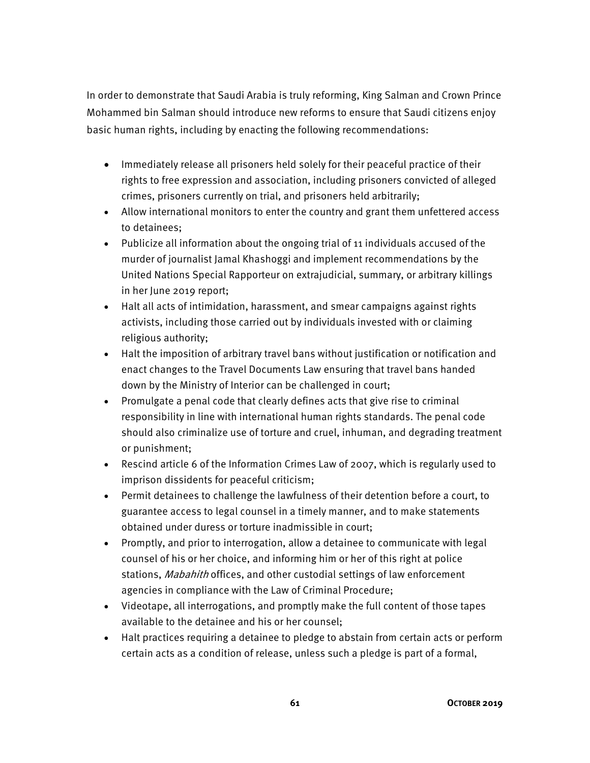In order to demonstrate that Saudi Arabia is truly reforming, King Salman and Crown Prince Mohammed bin Salman should introduce new reforms to ensure that Saudi citizens enjoy basic human rights, including by enacting the following recommendations:

- Immediately release all prisoners held solely for their peaceful practice of their rights to free expression and association, including prisoners convicted of alleged crimes, prisoners currently on trial, and prisoners held arbitrarily;
- Allow international monitors to enter the country and grant them unfettered access to detainees;
- Publicize all information about the ongoing trial of 11 individuals accused of the murder of journalist Jamal Khashoggi and implement recommendations by the United Nations Special Rapporteur on extrajudicial, summary, or arbitrary killings in her June 2019 report;
- Halt all acts of intimidation, harassment, and smear campaigns against rights activists, including those carried out by individuals invested with or claiming religious authority;
- Halt the imposition of arbitrary travel bans without justification or notification and enact changes to the Travel Documents Law ensuring that travel bans handed down by the Ministry of Interior can be challenged in court;
- Promulgate a penal code that clearly defines acts that give rise to criminal responsibility in line with international human rights standards. The penal code should also criminalize use of torture and cruel, inhuman, and degrading treatment or punishment;
- Rescind article 6 of the Information Crimes Law of 2007, which is regularly used to imprison dissidents for peaceful criticism;
- Permit detainees to challenge the lawfulness of their detention before a court, to guarantee access to legal counsel in a timely manner, and to make statements obtained under duress or torture inadmissible in court;
- Promptly, and prior to interrogation, allow a detainee to communicate with legal counsel of his or her choice, and informing him or her of this right at police stations, *Mabahith* offices, and other custodial settings of law enforcement agencies in compliance with the Law of Criminal Procedure;
- Videotape, all interrogations, and promptly make the full content of those tapes available to the detainee and his or her counsel;
- Halt practices requiring a detainee to pledge to abstain from certain acts or perform certain acts as a condition of release, unless such a pledge is part of a formal,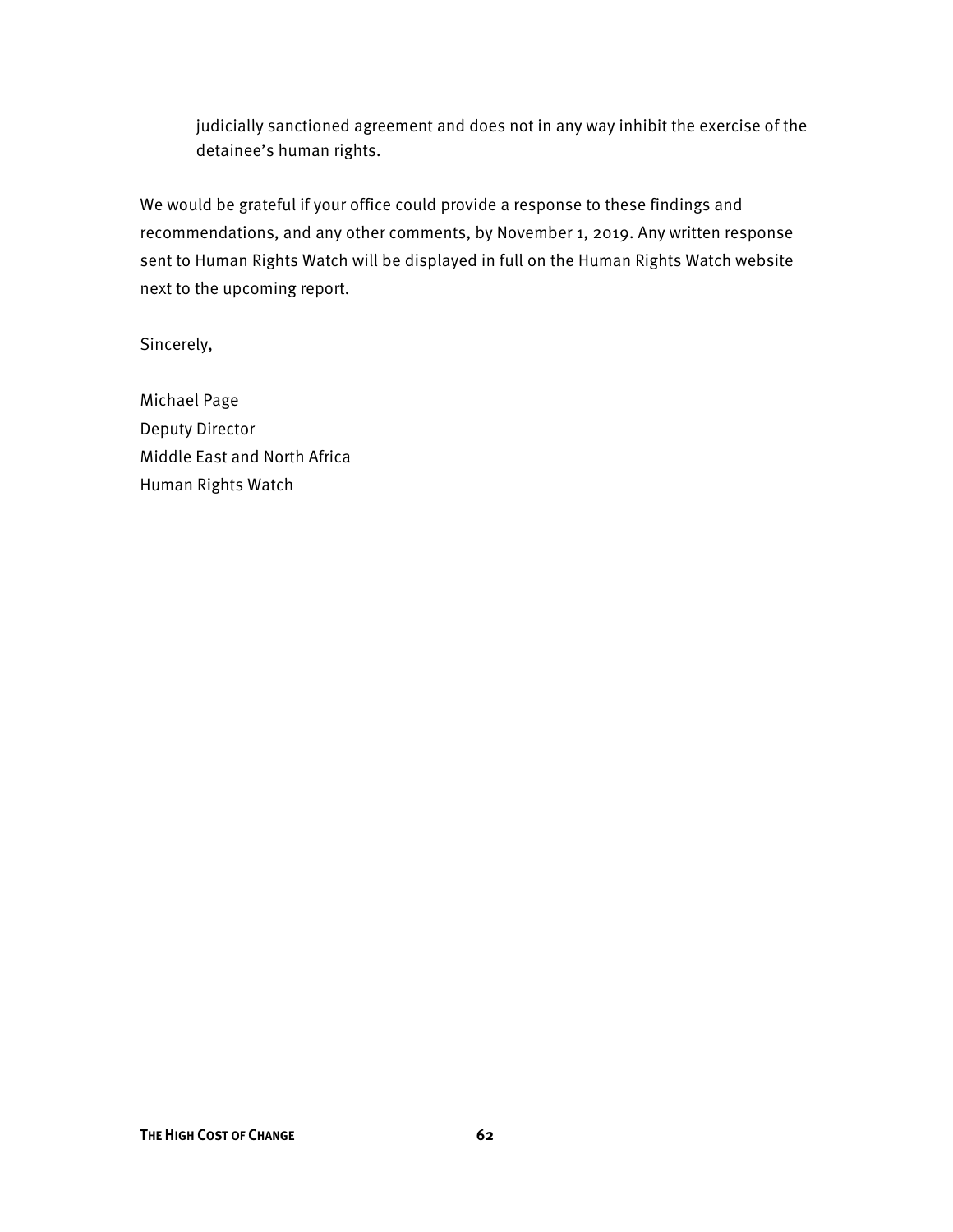judicially sanctioned agreement and does not in any way inhibit the exercise of the detainee's human rights.

We would be grateful if your office could provide a response to these findings and recommendations, and any other comments, by November 1, 2019. Any written response sent to Human Rights Watch will be displayed in full on the Human Rights Watch website next to the upcoming report.

Sincerely,

Michael Page
Deputy Director
Middle East and North Africa
Human Rights Watch